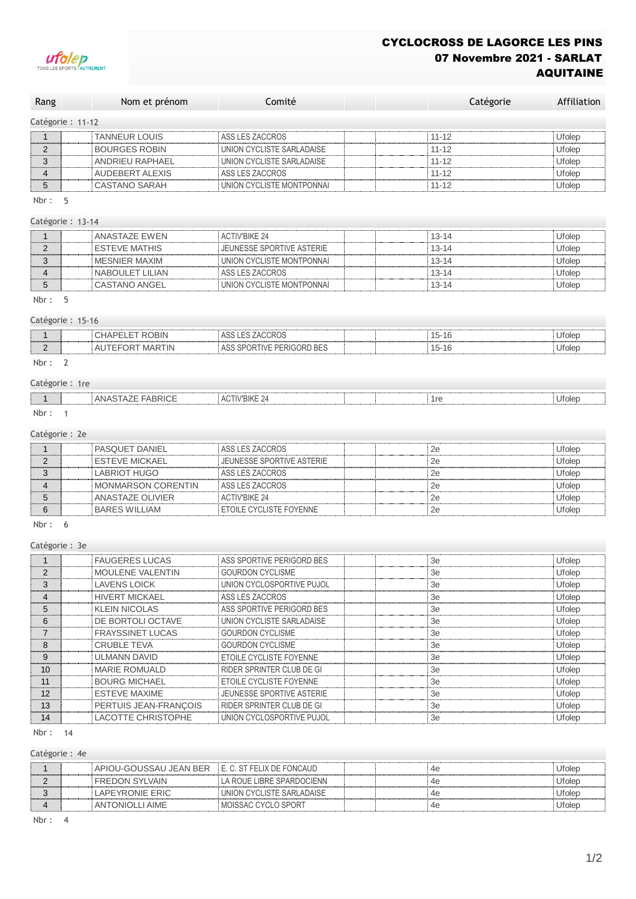# CYCLOCROSS DE LAGORCE LES PINS
## 07 Novembre 2021 - SARLAT
## AQUITAINE

| Rang | Nom et prénom | Comité | Catégorie | Affiliation |
|---|---|---|---|---|

Catégorie : 11-12

| Rang | Nom et prénom | Comité | Catégorie | Affiliation |
|---|---|---|---|---|
| 1 | TANNEUR LOUIS | ASS LES ZACCROS | 11-12 | Ufolep |
| 2 | BOURGES ROBIN | UNION CYCLISTE SARLADAISE | 11-12 | Ufolep |
| 3 | ANDRIEU RAPHAEL | UNION CYCLISTE SARLADAISE | 11-12 | Ufolep |
| 4 | AUDEBERT ALEXIS | ASS LES ZACCROS | 11-12 | Ufolep |
| 5 | CASTANO SARAH | UNION CYCLISTE MONTPONNAI | 11-12 | Ufolep |

Nbr : 5

Catégorie : 13-14

| Rang | Nom et prénom | Comité | Catégorie | Affiliation |
|---|---|---|---|---|
| 1 | ANASTAZE EWEN | ACTIV'BIKE 24 | 13-14 | Ufolep |
| 2 | ESTEVE MATHIS | JEUNESSE SPORTIVE ASTERIE | 13-14 | Ufolep |
| 3 | MESNIER MAXIM | UNION CYCLISTE MONTPONNAI | 13-14 | Ufolep |
| 4 | NABOULET LILIAN | ASS LES ZACCROS | 13-14 | Ufolep |
| 5 | CASTANO ANGEL | UNION CYCLISTE MONTPONNAI | 13-14 | Ufolep |

Nbr : 5

Catégorie : 15-16

| Rang | Nom et prénom | Comité | Catégorie | Affiliation |
|---|---|---|---|---|
| 1 | CHAPELET ROBIN | ASS LES ZACCROS | 15-16 | Ufolep |
| 2 | AUTEFORT MARTIN | ASS SPORTIVE PERIGORD BES | 15-16 | Ufolep |

Nbr : 2

Catégorie : 1re

| Rang | Nom et prénom | Comité | Catégorie | Affiliation |
|---|---|---|---|---|
| 1 | ANASTAZE FABRICE | ACTIV'BIKE 24 | 1re | Ufolep |

Nbr : 1

Catégorie : 2e

| Rang | Nom et prénom | Comité | Catégorie | Affiliation |
|---|---|---|---|---|
| 1 | PASQUET DANIEL | ASS LES ZACCROS | 2e | Ufolep |
| 2 | ESTEVE MICKAEL | JEUNESSE SPORTIVE ASTERIE | 2e | Ufolep |
| 3 | LABRIOT HUGO | ASS LES ZACCROS | 2e | Ufolep |
| 4 | MONMARSON CORENTIN | ASS LES ZACCROS | 2e | Ufolep |
| 5 | ANASTAZE OLIVIER | ACTIV'BIKE 24 | 2e | Ufolep |
| 6 | BARES WILLIAM | ETOILE CYCLISTE FOYENNE | 2e | Ufolep |

Nbr : 6

Catégorie : 3e

| Rang | Nom et prénom | Comité | Catégorie | Affiliation |
|---|---|---|---|---|
| 1 | FAUGERES LUCAS | ASS SPORTIVE PERIGORD BES | 3e | Ufolep |
| 2 | MOULENE VALENTIN | GOURDON CYCLISME | 3e | Ufolep |
| 3 | LAVENS LOICK | UNION CYCLOSPORTIVE PUJOL | 3e | Ufolep |
| 4 | HIVERT MICKAEL | ASS LES ZACCROS | 3e | Ufolep |
| 5 | KLEIN NICOLAS | ASS SPORTIVE PERIGORD BES | 3e | Ufolep |
| 6 | DE BORTOLI OCTAVE | UNION CYCLISTE SARLADAISE | 3e | Ufolep |
| 7 | FRAYSSINET LUCAS | GOURDON CYCLISME | 3e | Ufolep |
| 8 | CRUBLE TEVA | GOURDON CYCLISME | 3e | Ufolep |
| 9 | ULMANN DAVID | ETOILE CYCLISTE FOYENNE | 3e | Ufolep |
| 10 | MARIE ROMUALD | RIDER SPRINTER CLUB DE GI | 3e | Ufolep |
| 11 | BOURG MICHAEL | ETOILE CYCLISTE FOYENNE | 3e | Ufolep |
| 12 | ESTEVE MAXIME | JEUNESSE SPORTIVE ASTERIE | 3e | Ufolep |
| 13 | PERTUIS JEAN-FRANÇOIS | RIDER SPRINTER CLUB DE GI | 3e | Ufolep |
| 14 | LACOTTE CHRISTOPHE | UNION CYCLOSPORTIVE PUJOL | 3e | Ufolep |

Nbr : 14

Catégorie : 4e

| Rang | Nom et prénom | Comité | Catégorie | Affiliation |
|---|---|---|---|---|
| 1 | APIOU-GOUSSAU JEAN BER | E. C. ST FELIX DE FONCAUD | 4e | Ufolep |
| 2 | FREDON SYLVAIN | LA ROUE LIBRE SPARDOCIENN | 4e | Ufolep |
| 3 | LAPEYRONIE ERIC | UNION CYCLISTE SARLADAISE | 4e | Ufolep |
| 4 | ANTONIOLLI AIME | MOISSAC CYCLO SPORT | 4e | Ufolep |

Nbr : 4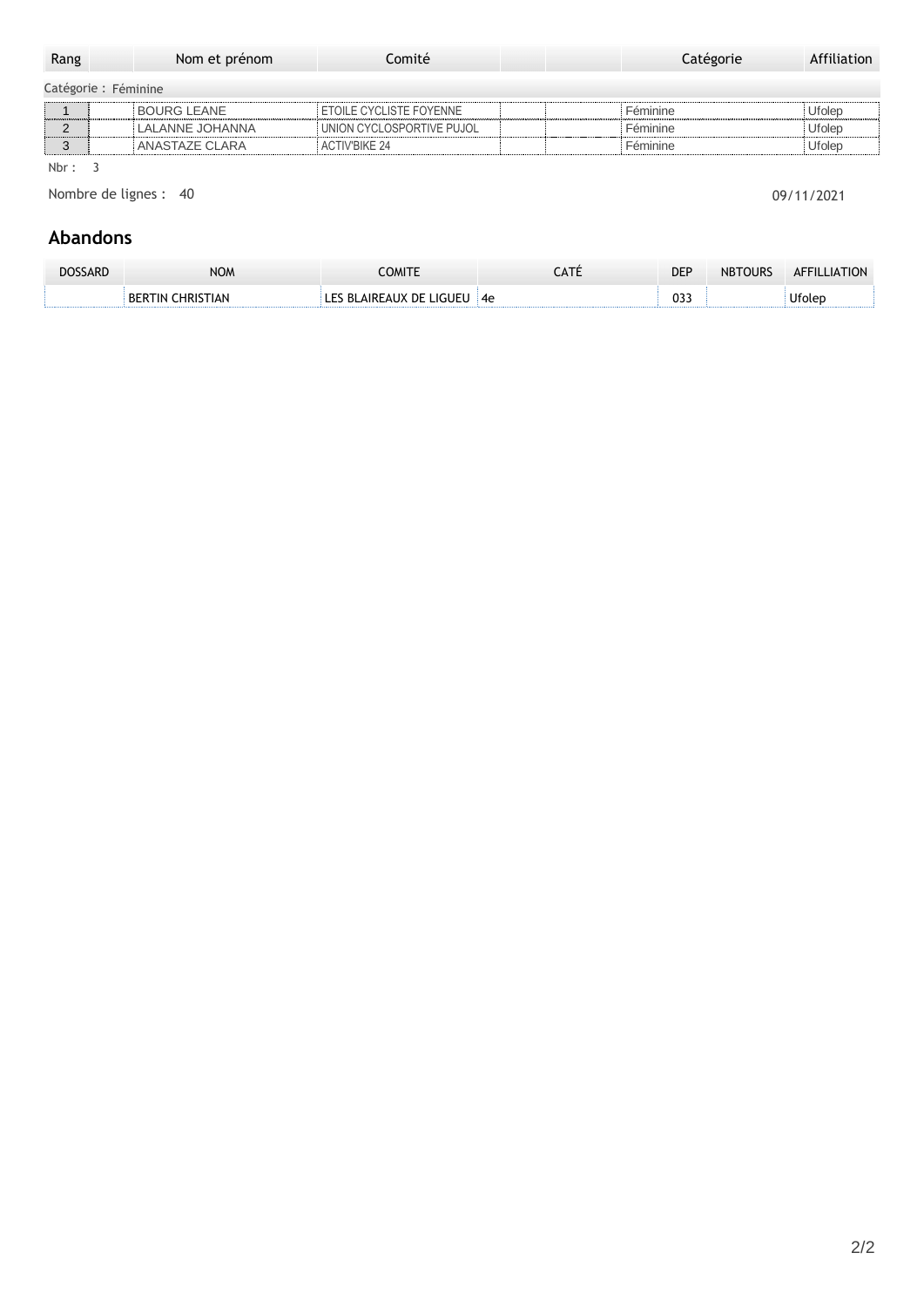| Rang | | Nom et prénom | Comité | | | Catégorie | Affiliation |
|---|---|---|---|---|---|---|---|
| Catégorie : Féminine | | | | | | | |
| 1 | | BOURG LEANE | ETOILE CYCLISTE FOYENNE | | | Féminine | Ufolep |
| 2 | | LALANNE JOHANNA | UNION CYCLOSPORTIVE PUJOL | | | Féminine | Ufolep |
| 3 | | ANASTAZE CLARA | ACTIV'BIKE 24 | | | Féminine | Ufolep |

Nbr : 3

Nombre de lignes : 40

09/11/2021

## Abandons

| DOSSARD | NOM | COMITE | CATÉ | DEP | NBTOURS | AFFILLIATION |
|---|---|---|---|---|---|---|
| | BERTIN CHRISTIAN | LES BLAIREAUX DE LIGUEU | 4e | 033 | | Ufolep |